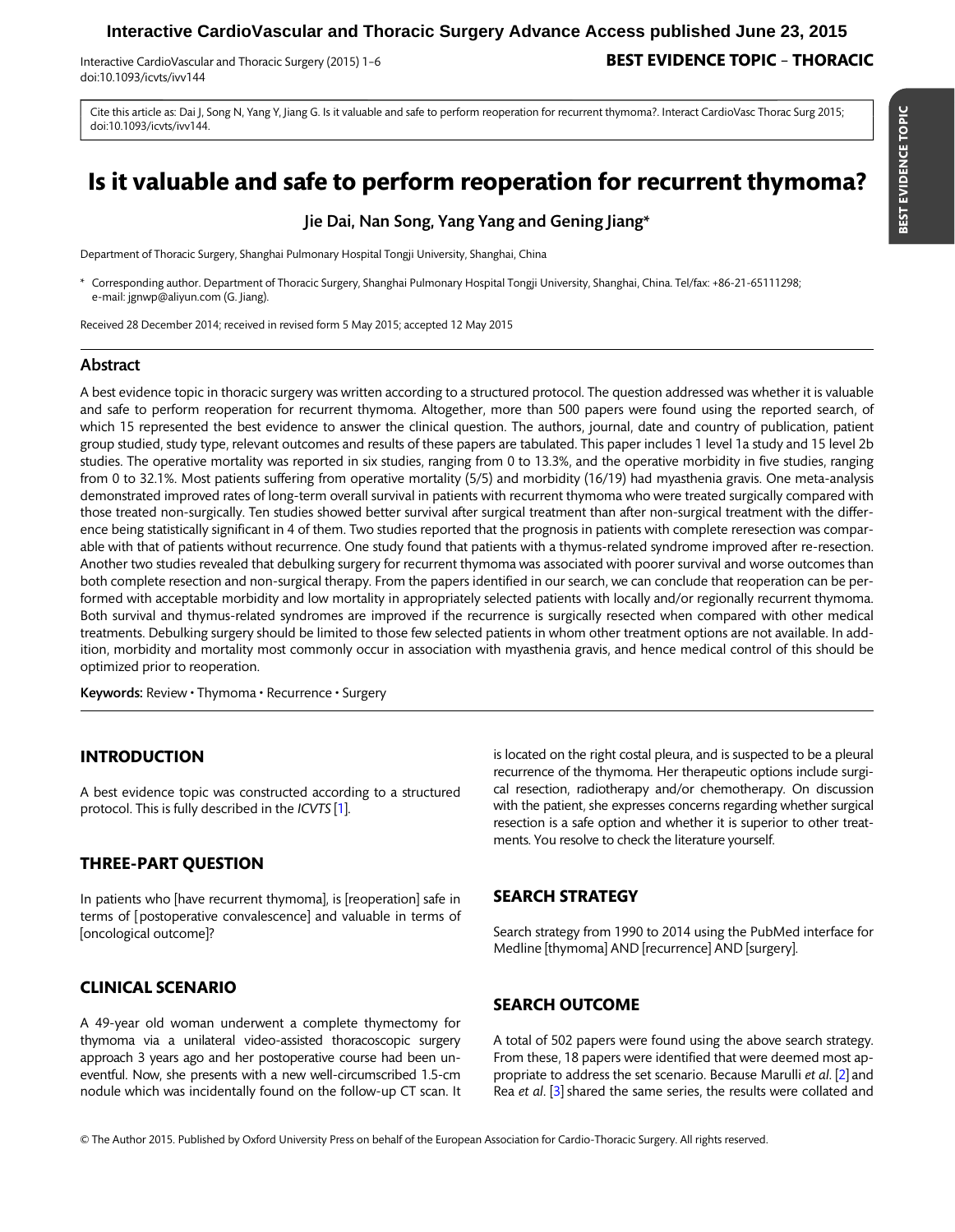Cite this article as: Dai J, Song N, Yang Y, Jiang G. Is it valuable and safe to perform reoperation for recurrent thymoma?. Interact CardioVasc Thorac Surg 2015; doi:10.1093/icvts/ivv144.

# Is it valuable and safe to perform reoperation for recurrent thymoma?

**Jie Dai, Nan Song, Yang Yang and Gening Jiang***

Department of Thoracic Surgery, Shanghai Pulmonary Hospital Tongji University, Shanghai, China

\* Corresponding author. Department of Thoracic Surgery, Shanghai Pulmonary Hospital Tongji University, Shanghai, China. Tel/fax: +86-21-65111298; e-mail: jgnwp@aliyun.com (G. Jiang).

Received 28 December 2014; received in revised form 5 May 2015; accepted 12 May 2015

## Abstract

A best evidence topic in thoracic surgery was written according to a structured protocol. The question addressed was whether it is valuable and safe to perform reoperation for recurrent thymoma. Altogether, more than 500 papers were found using the reported search, of which 15 represented the best evidence to answer the clinical question. The authors, journal, date and country of publication, patient group studied, study type, relevant outcomes and results of these papers are tabulated. This paper includes 1 level 1a study and 15 level 2b studies. The operative mortality was reported in six studies, ranging from 0 to 13.3%, and the operative morbidity in five studies, ranging from 0 to 32.1%. Most patients suffering from operative mortality (5/5) and morbidity (16/19) had myasthenia gravis. One meta-analysis demonstrated improved rates of long-term overall survival in patients with recurrent thymoma who were treated surgically compared with those treated non-surgically. Ten studies showed better survival after surgical treatment than after non-surgical treatment with the difference being statistically significant in 4 of them. Two studies reported that the prognosis in patients with complete reresection was comparable with that of patients without recurrence. One study found that patients with a thymus-related syndrome improved after re-resection. Another two studies revealed that debulking surgery for recurrent thymoma was associated with poorer survival and worse outcomes than both complete resection and non-surgical therapy. From the papers identified in our search, we can conclude that reoperation can be performed with acceptable morbidity and low mortality in appropriately selected patients with locally and/or regionally recurrent thymoma. Both survival and thymus-related syndromes are improved if the recurrence is surgically resected when compared with other medical treatments. Debulking surgery should be limited to those few selected patients in whom other treatment options are not available. In addition, morbidity and mortality most commonly occur in association with myasthenia gravis, and hence medical control of this should be optimized prior to reoperation.

**Keywords:** Review • Thymoma • Recurrence • Surgery

## INTRODUCTION

A best evidence topic was constructed according to a structured protocol. This is fully described in the *ICVTS* [1].

## THREE-PART QUESTION

In patients who [have recurrent thymoma], is [reoperation] safe in terms of [postoperative convalescence] and valuable in terms of [oncological outcome]?

## CLINICAL SCENARIO

A 49-year old woman underwent a complete thymectomy for thymoma via a unilateral video-assisted thoracoscopic surgery approach 3 years ago and her postoperative course had been uneventful. Now, she presents with a new well-circumscribed 1.5-cm nodule which was incidentally found on the follow-up CT scan. It is located on the right costal pleura, and is suspected to be a pleural recurrence of the thymoma. Her therapeutic options include surgical resection, radiotherapy and/or chemotherapy. On discussion with the patient, she expresses concerns regarding whether surgical resection is a safe option and whether it is superior to other treatments. You resolve to check the literature yourself.

## SEARCH STRATEGY

Search strategy from 1990 to 2014 using the PubMed interface for Medline [thymoma] AND [recurrence] AND [surgery].

## SEARCH OUTCOME

A total of 502 papers were found using the above search strategy. From these, 18 papers were identified that were deemed most appropriate to address the set scenario. Because Marulli *et al*. [2] and Rea *et al*. [3] shared the same series, the results were collated and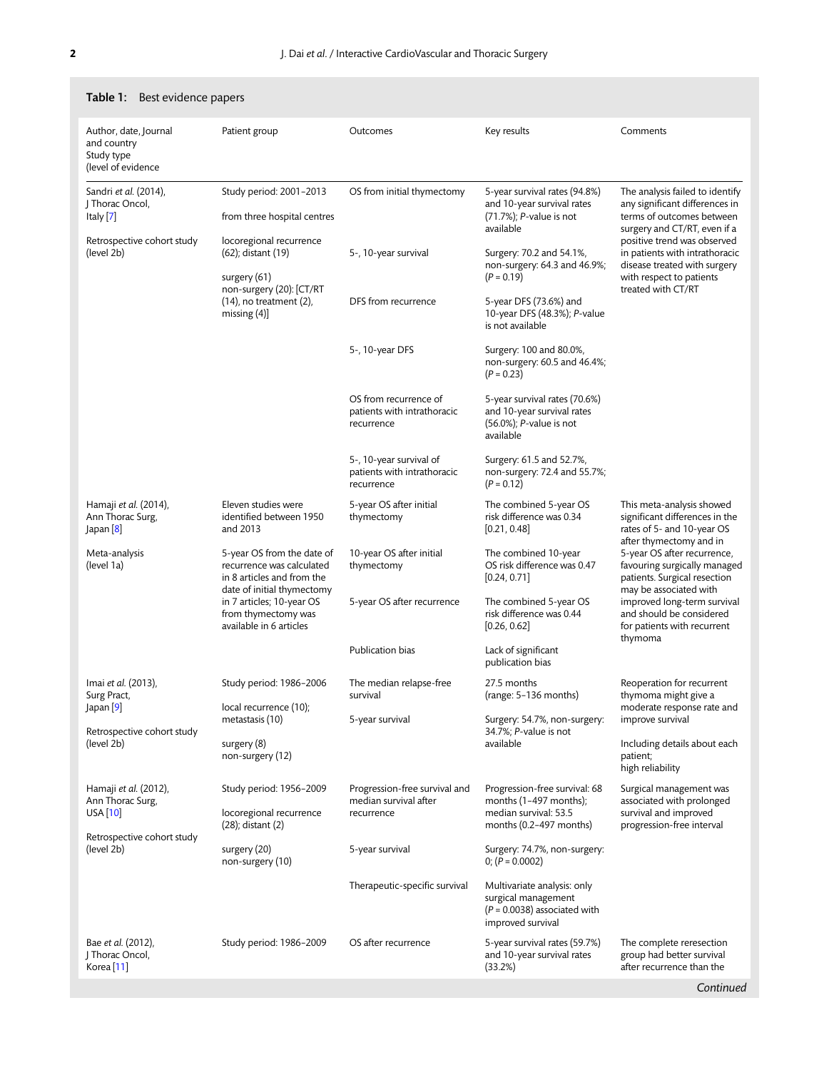**Table 1:** Best evidence papers

| Author, date, Journal and country Study type (level of evidence | Patient group | Outcomes | Key results | Comments |
|---|---|---|---|---|
| Sandri *et al.* (2014), J Thorac Oncol, Italy [7] | Study period: 2001–2013 | OS from initial thymectomy | 5-year survival rates (94.8%) and 10-year survival rates (71.7%); *P*-value is not available | The analysis failed to identify any significant differences in terms of outcomes between surgery and CT/RT, even if a positive trend was observed in patients with intrathoracic disease treated with surgery with respect to patients treated with CT/RT |
| Retrospective cohort study (level 2b) | from three hospital centres | | | |
| | locoregional recurrence (62); distant (19) | 5-, 10-year survival | Surgery: 70.2 and 54.1%, non-surgery: 64.3 and 46.9%; ($P = 0.19$) | |
| | surgery (61) non-surgery (20): [CT/RT (14), no treatment (2), missing (4)] | DFS from recurrence | 5-year DFS (73.6%) and 10-year DFS (48.3%); *P*-value is not available | |
| | | 5-, 10-year DFS | Surgery: 100 and 80.0%, non-surgery: 60.5 and 46.4%; ($P = 0.23$) | |
| | | OS from recurrence of patients with intrathoracic recurrence | 5-year survival rates (70.6%) and 10-year survival rates (56.0%); *P*-value is not available | |
| | | 5-, 10-year survival of patients with intrathoracic recurrence | Surgery: 61.5 and 52.7%, non-surgery: 72.4 and 55.7%; ($P = 0.12$) | |
| Hamaji *et al.* (2014), Ann Thorac Surg, Japan [8] | Eleven studies were identified between 1950 and 2013 | 5-year OS after initial thymectomy | The combined 5-year OS risk difference was 0.34 [0.21, 0.48] | This meta-analysis showed significant differences in the rates of 5- and 10-year OS after thymectomy and in 5-year OS after recurrence, favouring surgically managed patients. Surgical resection may be associated with improved long-term survival and should be considered for patients with recurrent thymoma |
| Meta-analysis (level 1a) | 5-year OS from the date of recurrence was calculated in 8 articles and from the date of initial thymectomy in 7 articles; 10-year OS from thymectomy was available in 6 articles | 10-year OS after initial thymectomy | The combined 10-year OS risk difference was 0.47 [0.24, 0.71] | |
| | | 5-year OS after recurrence | The combined 5-year OS risk difference was 0.44 [0.26, 0.62] | |
| | | Publication bias | Lack of significant publication bias | |
| Imai *et al.* (2013), Surg Pract, Japan [9] | Study period: 1986–2006 | The median relapse-free survival | 27.5 months (range: 5–136 months) | Reoperation for recurrent thymoma might give a moderate response rate and improve survival |
| Retrospective cohort study (level 2b) | local recurrence (10); metastasis (10) | 5-year survival | Surgery: 54.7%, non-surgery: 34.7%; *P*-value is not available | Including details about each patient; high reliability |
| | surgery (8) non-surgery (12) | | | |
| Hamaji *et al.* (2012), Ann Thorac Surg, USA [10] | Study period: 1956–2009 | Progression-free survival and median survival after recurrence | Progression-free survival: 68 months (1–497 months); median survival: 53.5 months (0.2–497 months) | Surgical management was associated with prolonged survival and improved progression-free interval |
| Retrospective cohort study (level 2b) | locoregional recurrence (28); distant (2) | | | |
| | surgery (20) non-surgery (10) | 5-year survival | Surgery: 74.7%, non-surgery: 0; ($P = 0.0002$) | |
| | | Therapeutic-specific survival | Multivariate analysis: only surgical management ($P = 0.0038$) associated with improved survival | |
| Bae *et al.* (2012), J Thorac Oncol, Korea [11] | Study period: 1986–2009 | OS after recurrence | 5-year survival rates (59.7%) and 10-year survival rates (33.2%) | The complete reresection group had better survival after recurrence than the |

*Continued*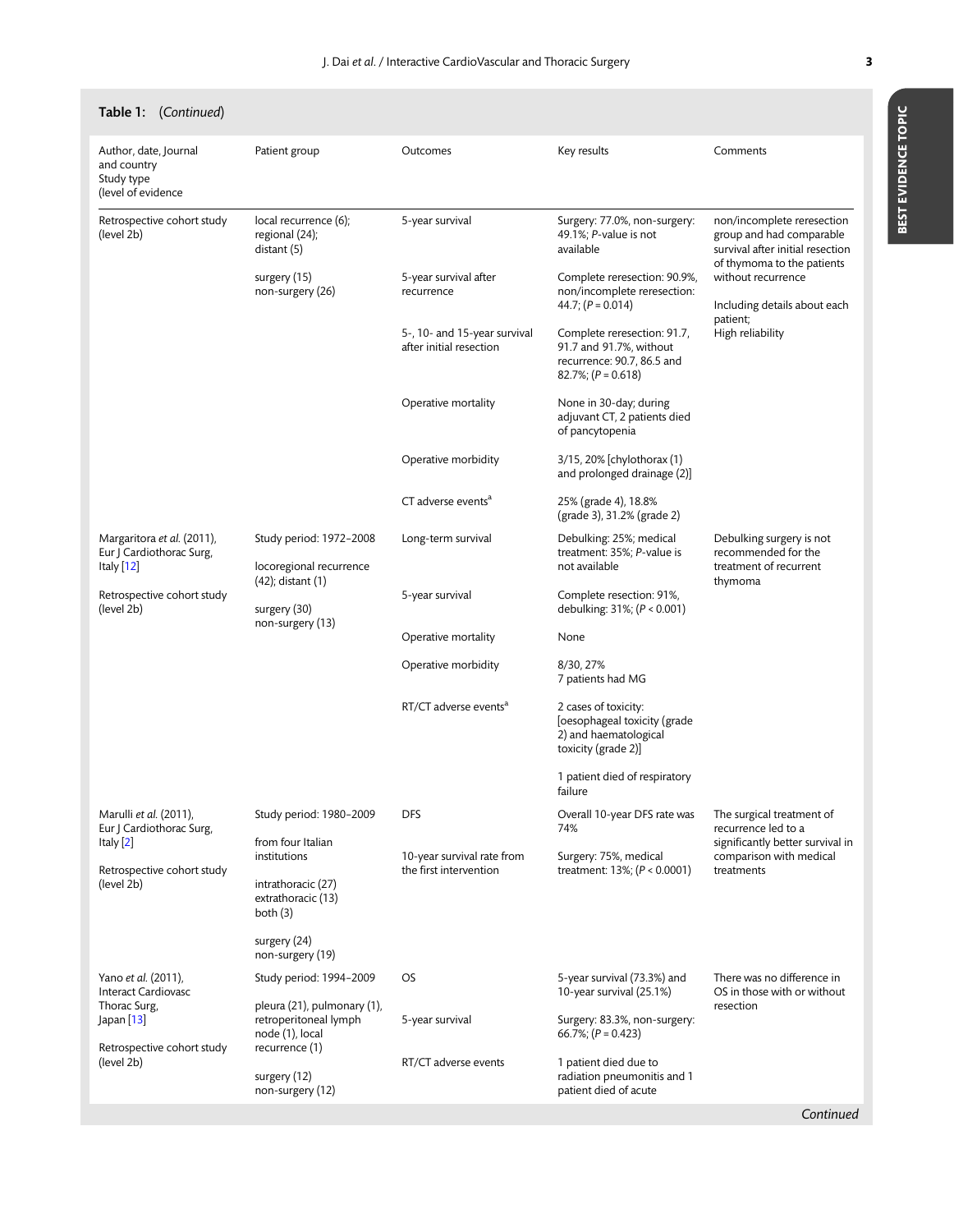**Table 1:** (*Continued*)

| Author, date, Journal and country Study type (level of evidence | Patient group | Outcomes | Key results | Comments |
|---|---|---|---|---|
| Retrospective cohort study (level 2b) | local recurrence (6); regional (24); distant (5) | 5-year survival | Surgery: 77.0%, non-surgery: 49.1%; *P*-value is not available | non/incomplete reresection group and had comparable survival after initial resection of thymoma to the patients without recurrence |
| | surgery (15) non-surgery (26) | 5-year survival after recurrence | Complete reresection: 90.9%, non/incomplete reresection: 44.7; ($P = 0.014$) | Including details about each patient; High reliability |
| | | 5-, 10- and 15-year survival after initial resection | Complete reresection: 91.7, 91.7 and 91.7%, without recurrence: 90.7, 86.5 and 82.7%; ($P = 0.618$) | |
| | | Operative mortality | None in 30-day; during adjuvant CT, 2 patients died of pancytopenia | |
| | | Operative morbidity | 3/15, 20% [chylothorax (1) and prolonged drainage (2)] | |
| | | CT adverse events[a] | 25% (grade 4), 18.8% (grade 3), 31.2% (grade 2) | |
| Margaritora *et al.* (2011), Eur J Cardiothorac Surg, Italy [12] | Study period: 1972–2008 | Long-term survival | Debulking: 25%; medical treatment: 35%; *P*-value is not available | Debulking surgery is not recommended for the treatment of recurrent thymoma |
| Retrospective cohort study (level 2b) | locoregional recurrence (42); distant (1) | 5-year survival | Complete resection: 91%, debulking: 31%; ($P < 0.001$) | |
| | surgery (30) non-surgery (13) | Operative mortality | None | |
| | | Operative morbidity | 8/30, 27% 7 patients had MG | |
| | | RT/CT adverse events[a] | 2 cases of toxicity: [oesophageal toxicity (grade 2) and haematological toxicity (grade 2)] | |
| | | | 1 patient died of respiratory failure | |
| Marulli *et al.* (2011), Eur J Cardiothorac Surg, Italy [2] | Study period: 1980–2009 | DFS | Overall 10-year DFS rate was 74% | The surgical treatment of recurrence led to a significantly better survival in comparison with medical treatments |
| Retrospective cohort study (level 2b) | from four Italian institutions | 10-year survival rate from the first intervention | Surgery: 75%, medical treatment: 13%; ($P < 0.0001$) | |
| | intrathoracic (27) extrathoracic (13) both (3) | | | |
| | surgery (24) non-surgery (19) | | | |
| Yano *et al.* (2011), Interact Cardiovasc Thorac Surg, Japan [13] | Study period: 1994–2009 | OS | 5-year survival (73.3%) and 10-year survival (25.1%) | There was no difference in OS in those with or without resection |
| Retrospective cohort study (level 2b) | pleura (21), pulmonary (1), retroperitoneal lymph node (1), local recurrence (1) | 5-year survival | Surgery: 83.3%, non-surgery: 66.7%; ($P = 0.423$) | |
| | surgery (12) non-surgery (12) | RT/CT adverse events | 1 patient died due to radiation pneumonitis and 1 patient died of acute | |

*Continued*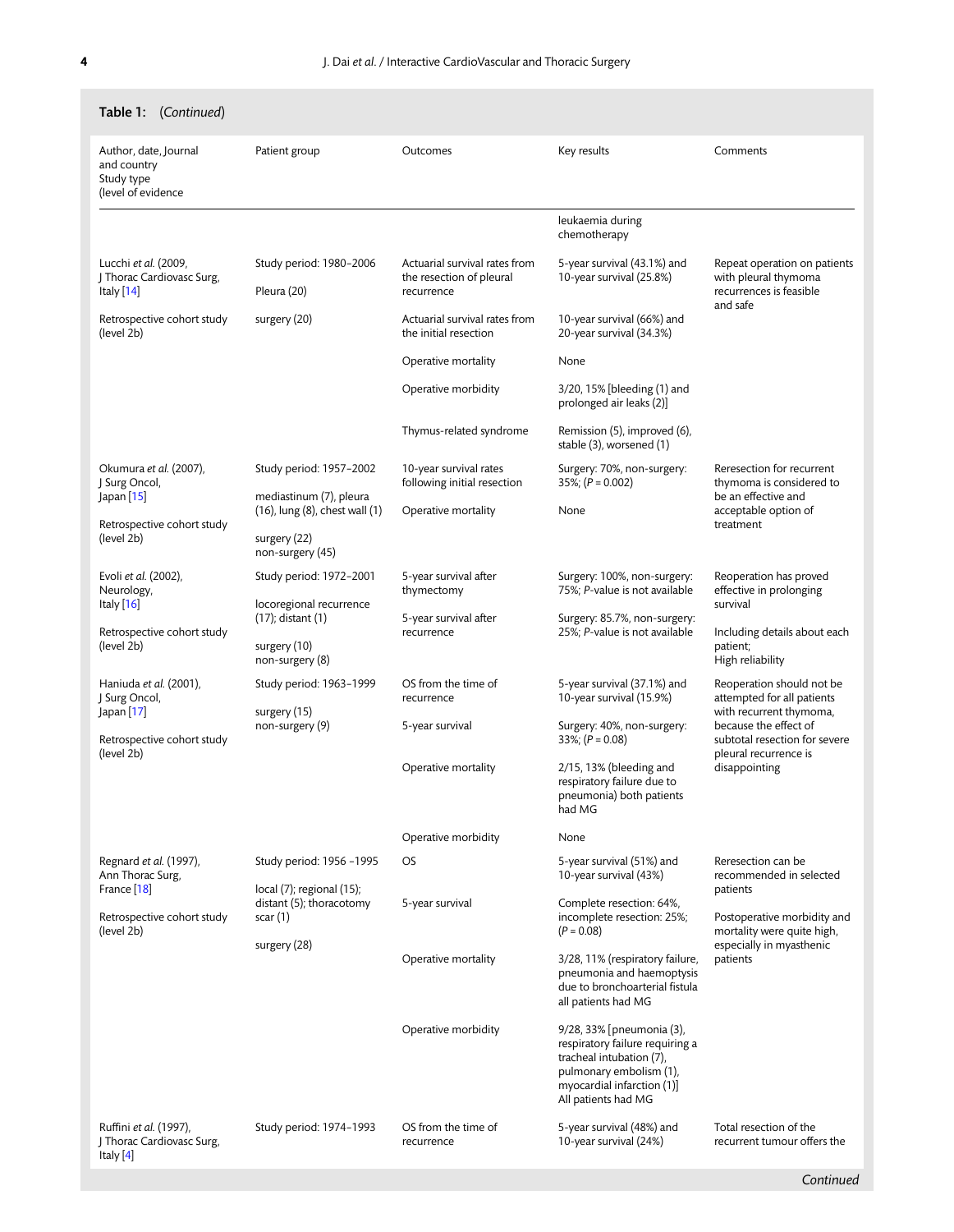**Table 1:** (*Continued*)

| Author, date, Journal and country Study type (level of evidence | Patient group | Outcomes | Key results | Comments |
|---|---|---|---|---|
| | | | leukaemia during chemotherapy | |
| Lucchi *et al.* (2009, J Thorac Cardiovasc Surg, Italy [14] | Study period: 1980–2006 | Actuarial survival rates from the resection of pleural recurrence | 5-year survival (43.1%) and 10-year survival (25.8%) | Repeat operation on patients with pleural thymoma recurrences is feasible and safe |
| Retrospective cohort study (level 2b) | Pleura (20) | Actuarial survival rates from the initial resection | 10-year survival (66%) and 20-year survival (34.3%) | |
| | surgery (20) | Operative mortality | None | |
| | | Operative morbidity | 3/20, 15% [bleeding (1) and prolonged air leaks (2)] | |
| | | Thymus-related syndrome | Remission (5), improved (6), stable (3), worsened (1) | |
| Okumura *et al.* (2007), J Surg Oncol, Japan [15] | Study period: 1957–2002 | 10-year survival rates following initial resection | Surgery: 70%, non-surgery: 35%; (*P* = 0.002) | Reresection for recurrent thymoma is considered to be an effective and acceptable option of treatment |
| Retrospective cohort study (level 2b) | mediastinum (7), pleura (16), lung (8), chest wall (1) | Operative mortality | None | |
| | surgery (22) non-surgery (45) | | | |
| Evoli *et al.* (2002), Neurology, Italy [16] | Study period: 1972–2001 | 5-year survival after thymectomy | Surgery: 100%, non-surgery: 75%; *P*-value is not available | Reoperation has proved effective in prolonging survival |
| Retrospective cohort study (level 2b) | locoregional recurrence (17); distant (1) | 5-year survival after recurrence | Surgery: 85.7%, non-surgery: 25%; *P*-value is not available | Including details about each patient; High reliability |
| | surgery (10) non-surgery (8) | | | |
| Haniuda *et al.* (2001), J Surg Oncol, Japan [17] | Study period: 1963–1999 | OS from the time of recurrence | 5-year survival (37.1%) and 10-year survival (15.9%) | Reoperation should not be attempted for all patients with recurrent thymoma, because the effect of subtotal resection for severe pleural recurrence is disappointing |
| Retrospective cohort study (level 2b) | surgery (15) non-surgery (9) | 5-year survival | Surgery: 40%, non-surgery: 33%; (*P* = 0.08) | |
| | | Operative mortality | 2/15, 13% (bleeding and respiratory failure due to pneumonia) both patients had MG | |
| | | Operative morbidity | None | |
| Regnard *et al.* (1997), Ann Thorac Surg, France [18] | Study period: 1956 –1995 | OS | 5-year survival (51%) and 10-year survival (43%) | Reresection can be recommended in selected patients |
| Retrospective cohort study (level 2b) | local (7); regional (15); distant (5); thoracotomy scar (1) | 5-year survival | Complete resection: 64%, incomplete resection: 25%; (*P* = 0.08) | Postoperative morbidity and mortality were quite high, especially in myasthenic patients |
| | surgery (28) | Operative mortality | 3/28, 11% (respiratory failure, pneumonia and haemoptysis due to bronchoarterial fistula all patients had MG | |
| | | Operative morbidity | 9/28, 33% [pneumonia (3), respiratory failure requiring a tracheal intubation (7), pulmonary embolism (1), myocardial infarction (1)] All patients had MG | |
| Ruffini *et al.* (1997), J Thorac Cardiovasc Surg, Italy [4] | Study period: 1974–1993 | OS from the time of recurrence | 5-year survival (48%) and 10-year survival (24%) | Total resection of the recurrent tumour offers the |

*Continued*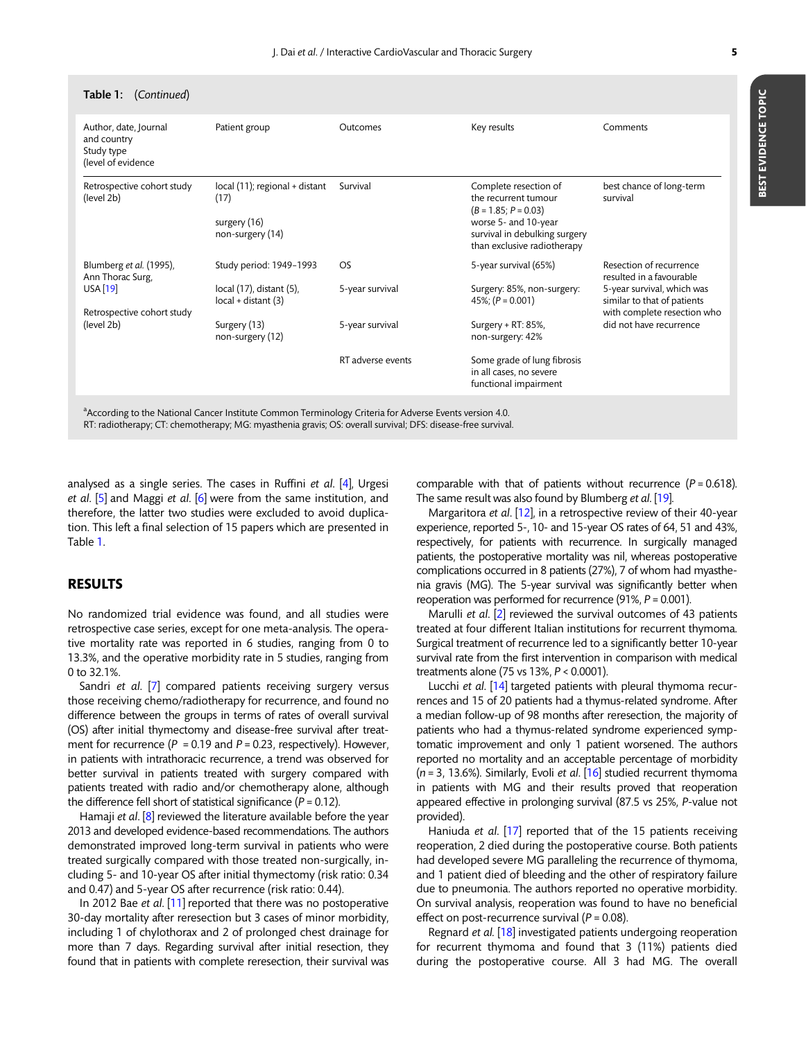**Table 1:** (*Continued*)

| Author, date, Journal and country<br>Study type<br>(level of evidence | Patient group | Outcomes | Key results | Comments |
|---|---|---|---|---|
| Retrospective cohort study (level 2b) | local (11); regional + distant (17)<br><br>surgery (16)<br>non-surgery (14) | Survival | Complete resection of the recurrent tumour ($B$ = 1.85; $P$ = 0.03)<br>worse 5- and 10-year survival in debulking surgery than exclusive radiotherapy | best chance of long-term survival |
| Blumberg *et al.* (1995), Ann Thorac Surg, USA [19]<br><br>Retrospective cohort study (level 2b) | Study period: 1949–1993 | OS | 5-year survival (65%) | Resection of recurrence resulted in a favourable 5-year survival, which was similar to that of patients with complete resection who did not have recurrence |
| | local (17), distant (5), local + distant (3) | 5-year survival | Surgery: 85%, non-surgery: 45%; ($P$ = 0.001) | |
| | Surgery (13)<br>non-surgery (12) | 5-year survival | Surgery + RT: 85%, non-surgery: 42% | |
| | | RT adverse events | Some grade of lung fibrosis in all cases, no severe functional impairment | |

[a]According to the National Cancer Institute Common Terminology Criteria for Adverse Events version 4.0.
RT: radiotherapy; CT: chemotherapy; MG: myasthenia gravis; OS: overall survival; DFS: disease-free survival.

analysed as a single series. The cases in Ruffini *et al.* [4], Urgesi *et al.* [5] and Maggi *et al.* [6] were from the same institution, and therefore, the latter two studies were excluded to avoid duplication. This left a final selection of 15 papers which are presented in Table 1.

## RESULTS

No randomized trial evidence was found, and all studies were retrospective case series, except for one meta-analysis. The operative mortality rate was reported in 6 studies, ranging from 0 to 13.3%, and the operative morbidity rate in 5 studies, ranging from 0 to 32.1%.

Sandri *et al.* [7] compared patients receiving surgery versus those receiving chemo/radiotherapy for recurrence, and found no difference between the groups in terms of rates of overall survival (OS) after initial thymectomy and disease-free survival after treatment for recurrence ($P$ = 0.19 and $P$ = 0.23, respectively). However, in patients with intrathoracic recurrence, a trend was observed for better survival in patients treated with surgery compared with patients treated with radio and/or chemotherapy alone, although the difference fell short of statistical significance ($P$ = 0.12).

Hamaji *et al.* [8] reviewed the literature available before the year 2013 and developed evidence-based recommendations. The authors demonstrated improved long-term survival in patients who were treated surgically compared with those treated non-surgically, including 5- and 10-year OS after initial thymectomy (risk ratio: 0.34 and 0.47) and 5-year OS after recurrence (risk ratio: 0.44).

In 2012 Bae *et al.* [11] reported that there was no postoperative 30-day mortality after reresection but 3 cases of minor morbidity, including 1 of chylothorax and 2 of prolonged chest drainage for more than 7 days. Regarding survival after initial resection, they found that in patients with complete reresection, their survival was comparable with that of patients without recurrence ($P$ = 0.618). The same result was also found by Blumberg *et al.* [19].

Margaritora *et al.* [12], in a retrospective review of their 40-year experience, reported 5-, 10- and 15-year OS rates of 64, 51 and 43%, respectively, for patients with recurrence. In surgically managed patients, the postoperative mortality was nil, whereas postoperative complications occurred in 8 patients (27%), 7 of whom had myasthenia gravis (MG). The 5-year survival was significantly better when reoperation was performed for recurrence (91%, $P$ = 0.001).

Marulli *et al.* [2] reviewed the survival outcomes of 43 patients treated at four different Italian institutions for recurrent thymoma. Surgical treatment of recurrence led to a significantly better 10-year survival rate from the first intervention in comparison with medical treatments alone (75 vs 13%, $P$ < 0.0001).

Lucchi *et al.* [14] targeted patients with pleural thymoma recurrences and 15 of 20 patients had a thymus-related syndrome. After a median follow-up of 98 months after reresection, the majority of patients who had a thymus-related syndrome experienced symptomatic improvement and only 1 patient worsened. The authors reported no mortality and an acceptable percentage of morbidity ($n$ = 3, 13.6%). Similarly, Evoli *et al.* [16] studied recurrent thymoma in patients with MG and their results proved that reoperation appeared effective in prolonging survival (87.5 vs 25%, $P$-value not provided).

Haniuda *et al.* [17] reported that of the 15 patients receiving reoperation, 2 died during the postoperative course. Both patients had developed severe MG paralleling the recurrence of thymoma, and 1 patient died of bleeding and the other of respiratory failure due to pneumonia. The authors reported no operative morbidity. On survival analysis, reoperation was found to have no beneficial effect on post-recurrence survival ($P$ = 0.08).

Regnard *et al.* [18] investigated patients undergoing reoperation for recurrent thymoma and found that 3 (11%) patients died during the postoperative course. All 3 had MG. The overall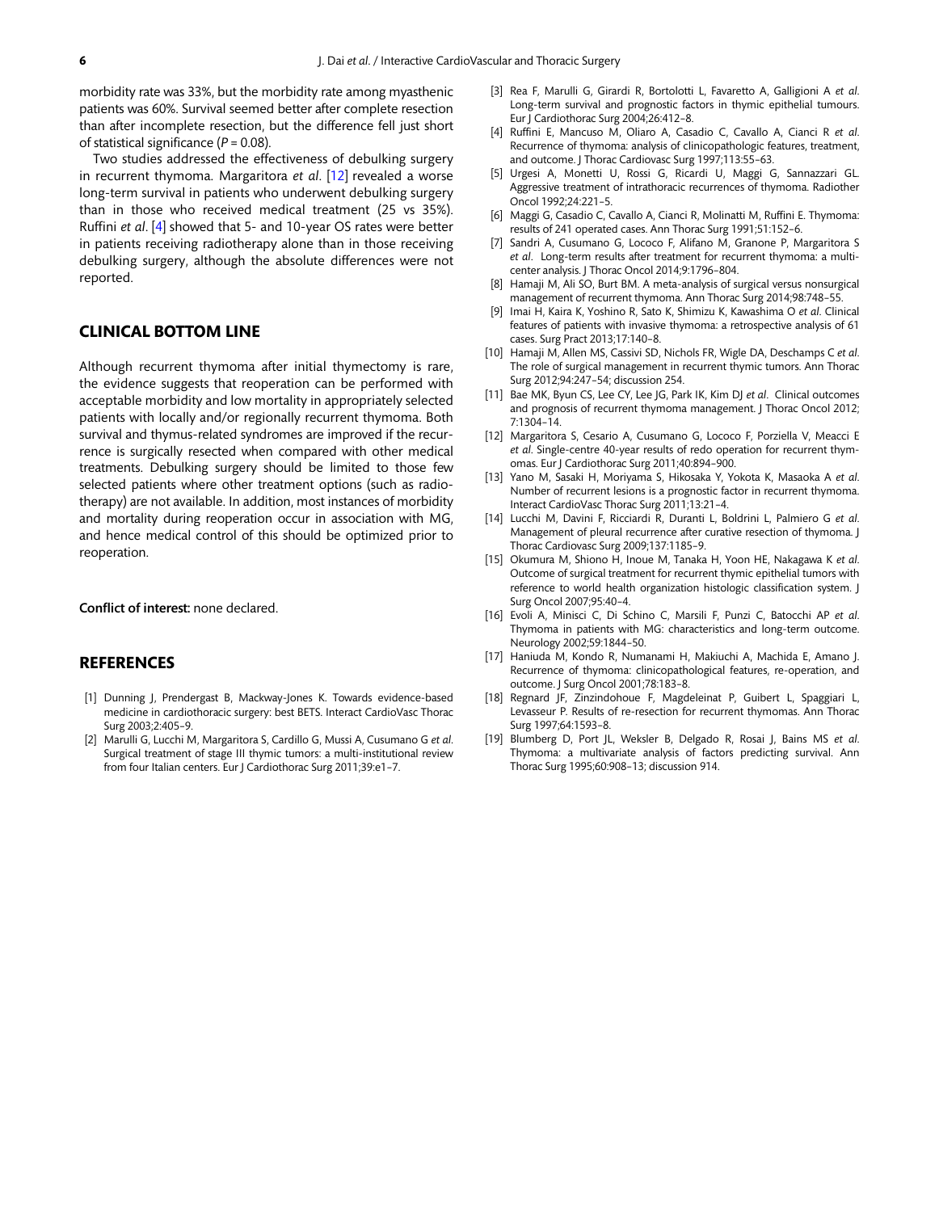morbidity rate was 33%, but the morbidity rate among myasthenic patients was 60%. Survival seemed better after complete resection than after incomplete resection, but the difference fell just short of statistical significance ($P = 0.08$).

Two studies addressed the effectiveness of debulking surgery in recurrent thymoma. Margaritora *et al*. [12] revealed a worse long-term survival in patients who underwent debulking surgery than in those who received medical treatment (25 vs 35%). Ruffini *et al*. [4] showed that 5- and 10-year OS rates were better in patients receiving radiotherapy alone than in those receiving debulking surgery, although the absolute differences were not reported.

## CLINICAL BOTTOM LINE

Although recurrent thymoma after initial thymectomy is rare, the evidence suggests that reoperation can be performed with acceptable morbidity and low mortality in appropriately selected patients with locally and/or regionally recurrent thymoma. Both survival and thymus-related syndromes are improved if the recurrence is surgically resected when compared with other medical treatments. Debulking surgery should be limited to those few selected patients where other treatment options (such as radiotherapy) are not available. In addition, most instances of morbidity and mortality during reoperation occur in association with MG, and hence medical control of this should be optimized prior to reoperation.

**Conflict of interest:** none declared.

## REFERENCES

[1] Dunning J, Prendergast B, Mackway-Jones K. Towards evidence-based medicine in cardiothoracic surgery: best BETS. Interact CardioVasc Thorac Surg 2003;2:405–9.

[2] Marulli G, Lucchi M, Margaritora S, Cardillo G, Mussi A, Cusumano G *et al*. Surgical treatment of stage III thymic tumors: a multi-institutional review from four Italian centers. Eur J Cardiothorac Surg 2011;39:e1–7.

[3] Rea F, Marulli G, Girardi R, Bortolotti L, Favaretto A, Galligioni A *et al*. Long-term survival and prognostic factors in thymic epithelial tumours. Eur J Cardiothorac Surg 2004;26:412–8.

[4] Ruffini E, Mancuso M, Oliaro A, Casadio C, Cavallo A, Cianci R *et al*. Recurrence of thymoma: analysis of clinicopathologic features, treatment, and outcome. J Thorac Cardiovasc Surg 1997;113:55–63.

[5] Urgesi A, Monetti U, Rossi G, Ricardi U, Maggi G, Sannazzari GL. Aggressive treatment of intrathoracic recurrences of thymoma. Radiother Oncol 1992;24:221–5.

[6] Maggi G, Casadio C, Cavallo A, Cianci R, Molinatti M, Ruffini E. Thymoma: results of 241 operated cases. Ann Thorac Surg 1991;51:152–6.

[7] Sandri A, Cusumano G, Lococo F, Alifano M, Granone P, Margaritora S *et al*. Long-term results after treatment for recurrent thymoma: a multicenter analysis. J Thorac Oncol 2014;9:1796–804.

[8] Hamaji M, Ali SO, Burt BM. A meta-analysis of surgical versus nonsurgical management of recurrent thymoma. Ann Thorac Surg 2014;98:748–55.

[9] Imai H, Kaira K, Yoshino R, Sato K, Shimizu K, Kawashima O *et al*. Clinical features of patients with invasive thymoma: a retrospective analysis of 61 cases. Surg Pract 2013;17:140–8.

[10] Hamaji M, Allen MS, Cassivi SD, Nichols FR, Wigle DA, Deschamps C *et al*. The role of surgical management in recurrent thymic tumors. Ann Thorac Surg 2012;94:247–54; discussion 254.

[11] Bae MK, Byun CS, Lee CY, Lee JG, Park IK, Kim DJ *et al*. Clinical outcomes and prognosis of recurrent thymoma management. J Thorac Oncol 2012; 7:1304–14.

[12] Margaritora S, Cesario A, Cusumano G, Lococo F, Porziella V, Meacci E *et al*. Single-centre 40-year results of redo operation for recurrent thymomas. Eur J Cardiothorac Surg 2011;40:894–900.

[13] Yano M, Sasaki H, Moriyama S, Hikosaka Y, Yokota K, Masaoka A *et al*. Number of recurrent lesions is a prognostic factor in recurrent thymoma. Interact CardioVasc Thorac Surg 2011;13:21–4.

[14] Lucchi M, Davini F, Ricciardi R, Duranti L, Boldrini L, Palmiero G *et al*. Management of pleural recurrence after curative resection of thymoma. J Thorac Cardiovasc Surg 2009;137:1185–9.

[15] Okumura M, Shiono H, Inoue M, Tanaka H, Yoon HE, Nakagawa K *et al*. Outcome of surgical treatment for recurrent thymic epithelial tumors with reference to world health organization histologic classification system. J Surg Oncol 2007;95:40–4.

[16] Evoli A, Minisci C, Di Schino C, Marsili F, Punzi C, Batocchi AP *et al*. Thymoma in patients with MG: characteristics and long-term outcome. Neurology 2002;59:1844–50.

[17] Haniuda M, Kondo R, Numanami H, Makiuchi A, Machida E, Amano J. Recurrence of thymoma: clinicopathological features, re-operation, and outcome. J Surg Oncol 2001;78:183–8.

[18] Regnard JF, Zinzindohoue F, Magdeleinat P, Guibert L, Spaggiari L, Levasseur P. Results of re-resection for recurrent thymomas. Ann Thorac Surg 1997;64:1593–8.

[19] Blumberg D, Port JL, Weksler B, Delgado R, Rosai J, Bains MS *et al*. Thymoma: a multivariate analysis of factors predicting survival. Ann Thorac Surg 1995;60:908–13; discussion 914.